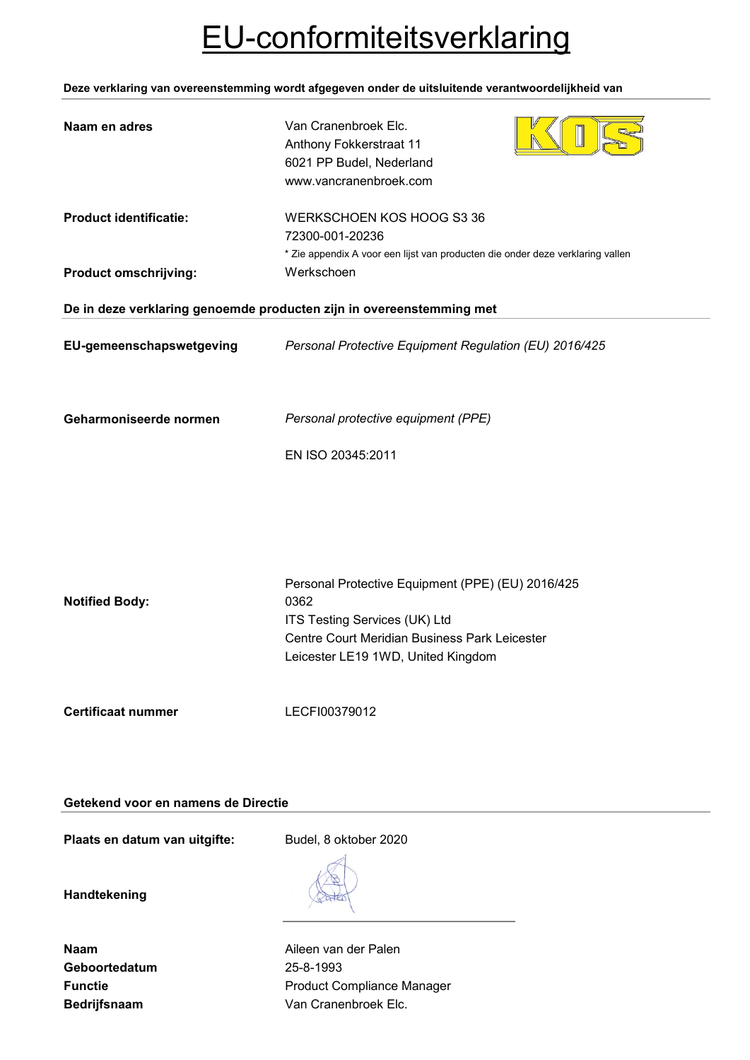# EU-conformiteitsverklaring

**Deze verklaring van overeenstemming wordt afgegeven onder de uitsluitende verantwoordelijkheid van**

| | |
|---|---|
| **Naam en adres** | Van Cranenbroek Elc.<br>Anthony Fokkerstraat 11<br>6021 PP Budel, Nederland<br>www.vancranenbroek.com |
| **Product identificatie:** | WERKSCHOEN KOS HOOG S3 36<br>72300-001-20236<br>* Zie appendix A voor een lijst van producten die onder deze verklaring vallen |
| **Product omschrijving:** | Werkschoen |

**De in deze verklaring genoemde producten zijn in overeenstemming met**

| | |
|---|---|
| **EU-gemeenschapswetgeving** | *Personal Protective Equipment Regulation (EU) 2016/425* |
| **Geharmoniseerde normen** | *Personal protective equipment (PPE)*<br><br>EN ISO 20345:2011 |
| **Notified Body:** | Personal Protective Equipment (PPE) (EU) 2016/425<br>0362<br>ITS Testing Services (UK) Ltd<br>Centre Court Meridian Business Park Leicester<br>Leicester LE19 1WD, United Kingdom |
| **Certificaat nummer** | LECFI00379012 |

**Getekend voor en namens de Directie**

| | |
|---|---|
| **Plaats en datum van uitgifte:** | Budel, 8 oktober 2020 |
| **Handtekening** | |
| **Naam** | Aileen van der Palen |
| **Geboortedatum** | 25-8-1993 |
| **Functie** | Product Compliance Manager |
| **Bedrijfsnaam** | Van Cranenbroek Elc. |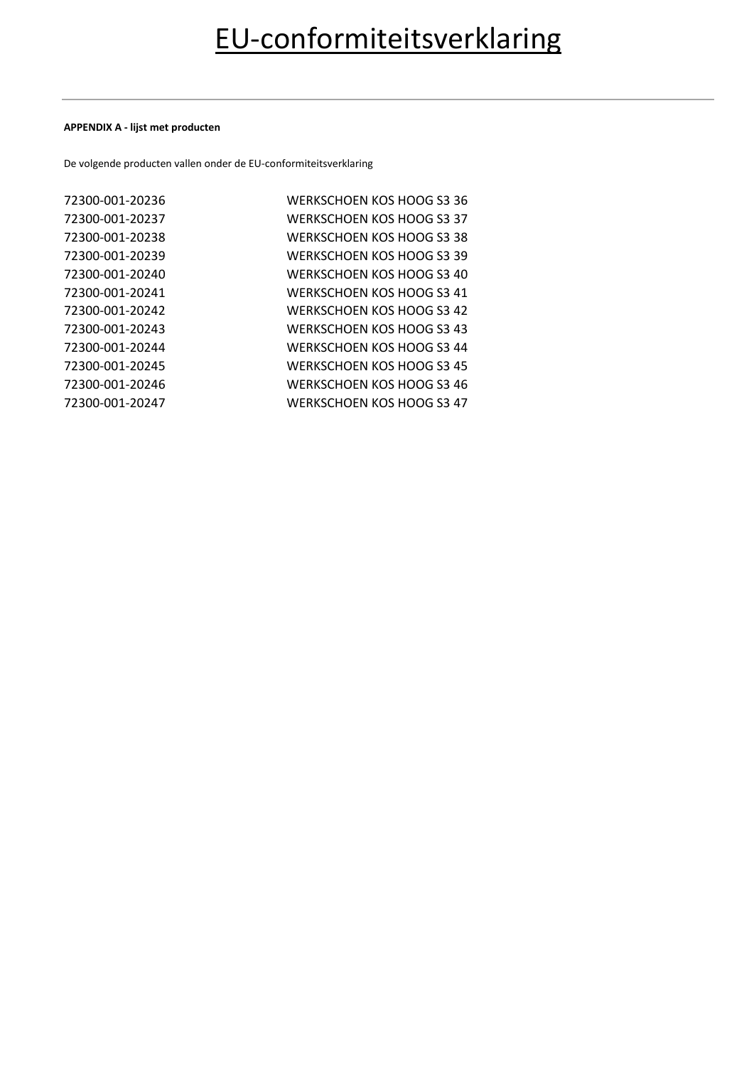# EU-conformiteitsverklaring

---

**APPENDIX A - lijst met producten**

De volgende producten vallen onder de EU-conformiteitsverklaring

| | |
|---|---|
| 72300-001-20236 | WERKSCHOEN KOS HOOG S3 36 |
| 72300-001-20237 | WERKSCHOEN KOS HOOG S3 37 |
| 72300-001-20238 | WERKSCHOEN KOS HOOG S3 38 |
| 72300-001-20239 | WERKSCHOEN KOS HOOG S3 39 |
| 72300-001-20240 | WERKSCHOEN KOS HOOG S3 40 |
| 72300-001-20241 | WERKSCHOEN KOS HOOG S3 41 |
| 72300-001-20242 | WERKSCHOEN KOS HOOG S3 42 |
| 72300-001-20243 | WERKSCHOEN KOS HOOG S3 43 |
| 72300-001-20244 | WERKSCHOEN KOS HOOG S3 44 |
| 72300-001-20245 | WERKSCHOEN KOS HOOG S3 45 |
| 72300-001-20246 | WERKSCHOEN KOS HOOG S3 46 |
| 72300-001-20247 | WERKSCHOEN KOS HOOG S3 47 |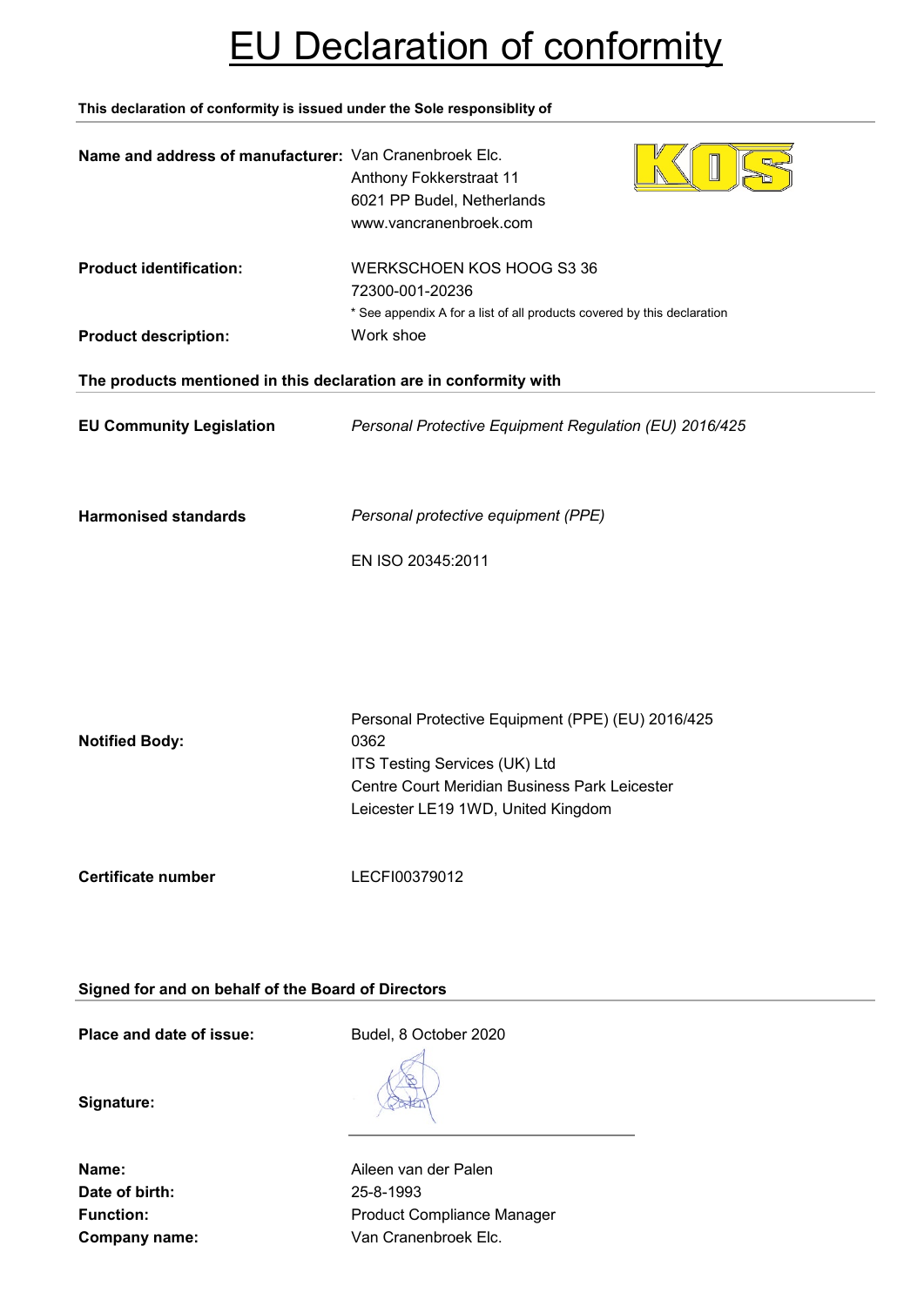# EU Declaration of conformity

**This declaration of conformity is issued under the Sole responsiblity of**

| | |
|---|---|
| **Name and address of manufacturer:** | Van Cranenbroek Elc.<br>Anthony Fokkerstraat 11<br>6021 PP Budel, Netherlands<br>www.vancranenbroek.com |
| **Product identification:** | WERKSCHOEN KOS HOOG S3 36<br>72300-001-20236<br>* See appendix A for a list of all products covered by this declaration |
| **Product description:** | Work shoe |

**The products mentioned in this declaration are in conformity with**

| | |
|---|---|
| **EU Community Legislation** | *Personal Protective Equipment Regulation (EU) 2016/425* |
| **Harmonised standards** | *Personal protective equipment (PPE)*<br><br>EN ISO 20345:2011 |
| **Notified Body:** | Personal Protective Equipment (PPE) (EU) 2016/425<br>0362<br>ITS Testing Services (UK) Ltd<br>Centre Court Meridian Business Park Leicester<br>Leicester LE19 1WD, United Kingdom |
| **Certificate number** | LECFI00379012 |

**Signed for and on behalf of the Board of Directors**

| | |
|---|---|
| **Place and date of issue:** | Budel, 8 October 2020 |
| **Signature:** | |
| **Name:** | Aileen van der Palen |
| **Date of birth:** | 25-8-1993 |
| **Function:** | Product Compliance Manager |
| **Company name:** | Van Cranenbroek Elc. |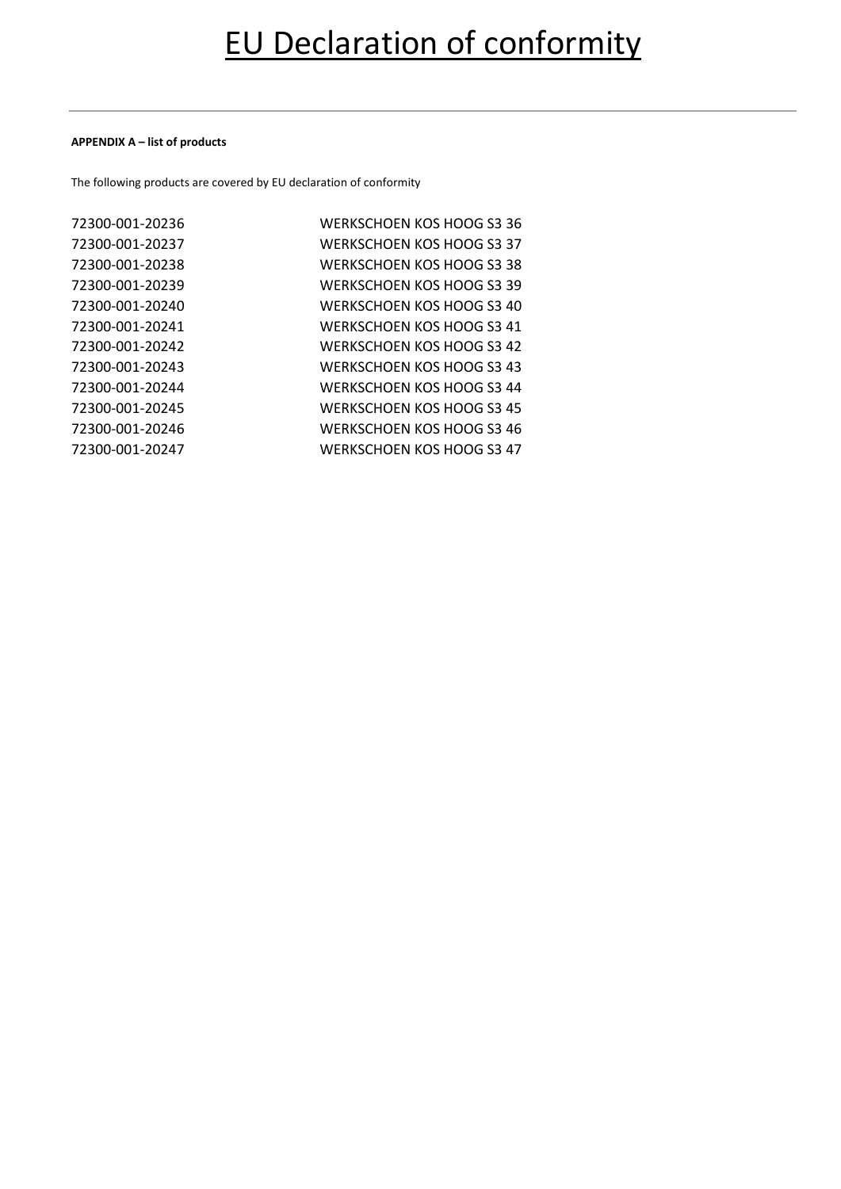# EU Declaration of conformity

**APPENDIX A – list of products**

The following products are covered by EU declaration of conformity

| | |
|---|---|
| 72300-001-20236 | WERKSCHOEN KOS HOOG S3 36 |
| 72300-001-20237 | WERKSCHOEN KOS HOOG S3 37 |
| 72300-001-20238 | WERKSCHOEN KOS HOOG S3 38 |
| 72300-001-20239 | WERKSCHOEN KOS HOOG S3 39 |
| 72300-001-20240 | WERKSCHOEN KOS HOOG S3 40 |
| 72300-001-20241 | WERKSCHOEN KOS HOOG S3 41 |
| 72300-001-20242 | WERKSCHOEN KOS HOOG S3 42 |
| 72300-001-20243 | WERKSCHOEN KOS HOOG S3 43 |
| 72300-001-20244 | WERKSCHOEN KOS HOOG S3 44 |
| 72300-001-20245 | WERKSCHOEN KOS HOOG S3 45 |
| 72300-001-20246 | WERKSCHOEN KOS HOOG S3 46 |
| 72300-001-20247 | WERKSCHOEN KOS HOOG S3 47 |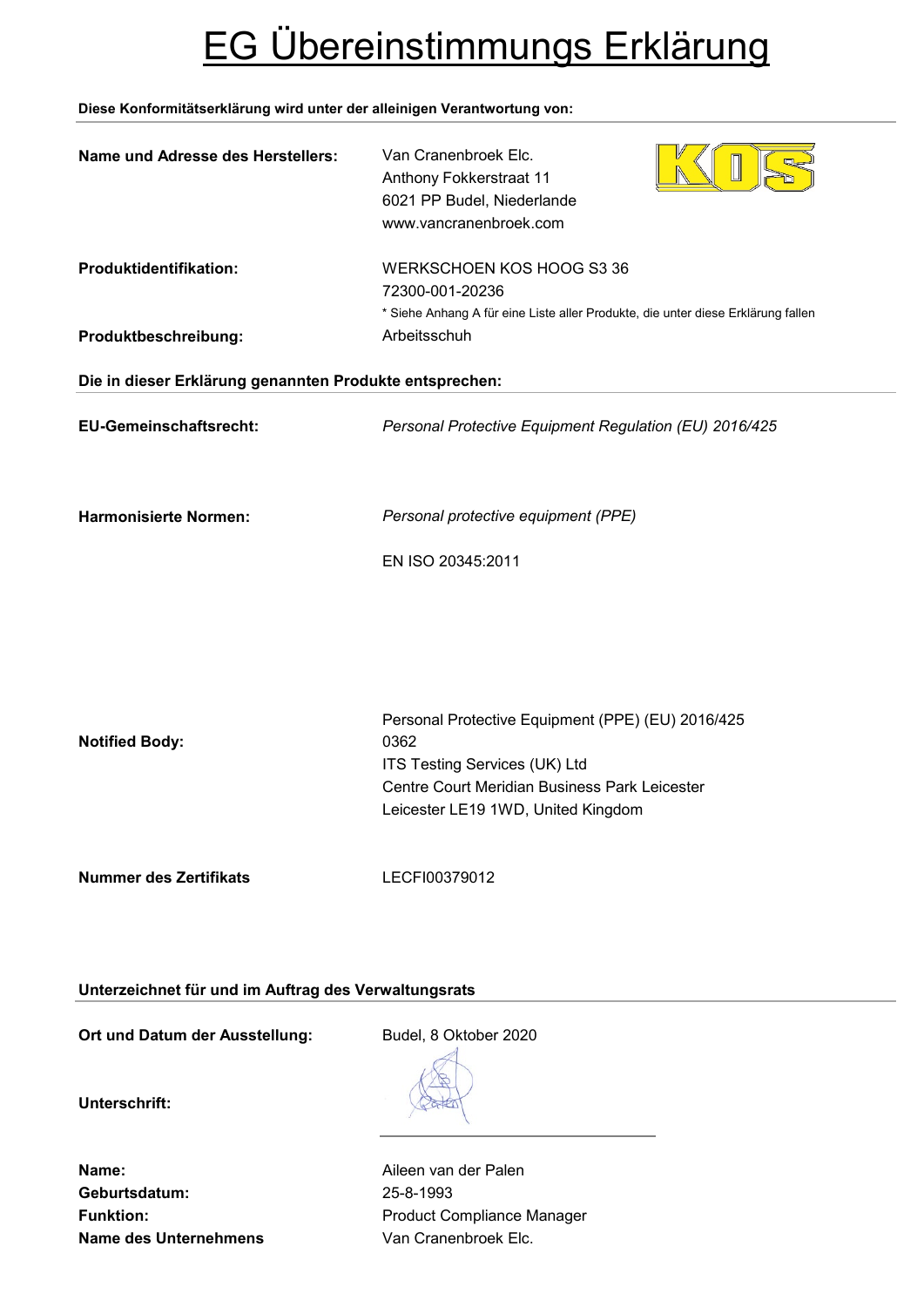# EG Übereinstimmungs Erklärung

**Diese Konformitätserklärung wird unter der alleinigen Verantwortung von:**

**Name und Adresse des Herstellers:** Van Cranenbroek Elc.
Anthony Fokkerstraat 11
6021 PP Budel, Niederlande
www.vancranenbroek.com

**Produktidentifikation:** WERKSCHOEN KOS HOOG S3 36
72300-001-20236
\* Siehe Anhang A für eine Liste aller Produkte, die unter diese Erklärung fallen

**Produktbeschreibung:** Arbeitsschuh

**Die in dieser Erklärung genannten Produkte entsprechen:**

**EU-Gemeinschaftsrecht:** *Personal Protective Equipment Regulation (EU) 2016/425*

**Harmonisierte Normen:** *Personal protective equipment (PPE)*

EN ISO 20345:2011

**Notified Body:** Personal Protective Equipment (PPE) (EU) 2016/425
0362
ITS Testing Services (UK) Ltd
Centre Court Meridian Business Park Leicester
Leicester LE19 1WD, United Kingdom

**Nummer des Zertifikats** LECFI00379012

**Unterzeichnet für und im Auftrag des Verwaltungsrats**

**Ort und Datum der Ausstellung:** Budel, 8 Oktober 2020

**Unterschrift:**

**Name:** Aileen van der Palen
**Geburtsdatum:** 25-8-1993
**Funktion:** Product Compliance Manager
**Name des Unternehmens** Van Cranenbroek Elc.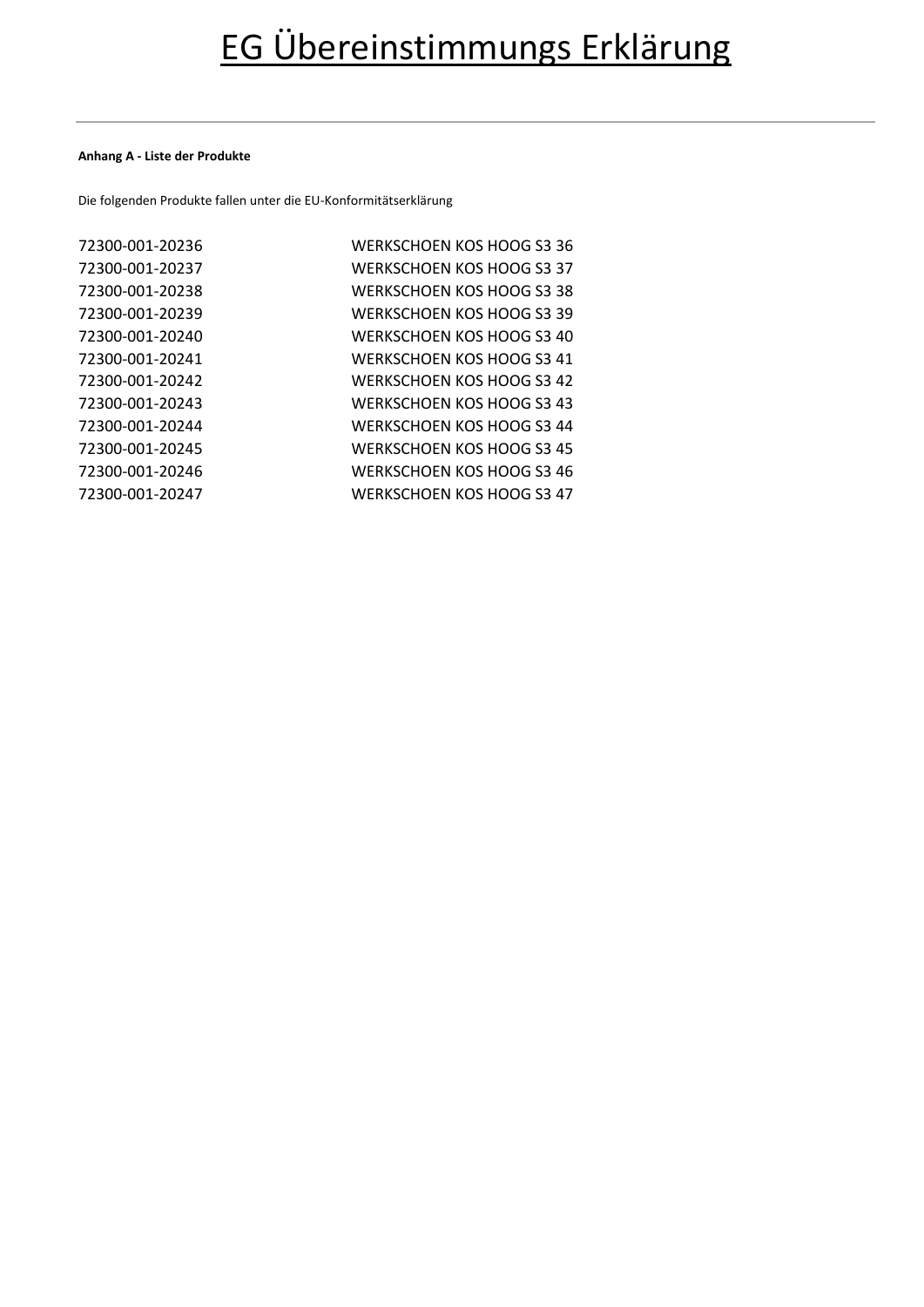# EG Übereinstimmungs Erklärung

**Anhang A - Liste der Produkte**

Die folgenden Produkte fallen unter die EU-Konformitätserklärung

| | |
|---|---|
| 72300-001-20236 | WERKSCHOEN KOS HOOG S3 36 |
| 72300-001-20237 | WERKSCHOEN KOS HOOG S3 37 |
| 72300-001-20238 | WERKSCHOEN KOS HOOG S3 38 |
| 72300-001-20239 | WERKSCHOEN KOS HOOG S3 39 |
| 72300-001-20240 | WERKSCHOEN KOS HOOG S3 40 |
| 72300-001-20241 | WERKSCHOEN KOS HOOG S3 41 |
| 72300-001-20242 | WERKSCHOEN KOS HOOG S3 42 |
| 72300-001-20243 | WERKSCHOEN KOS HOOG S3 43 |
| 72300-001-20244 | WERKSCHOEN KOS HOOG S3 44 |
| 72300-001-20245 | WERKSCHOEN KOS HOOG S3 45 |
| 72300-001-20246 | WERKSCHOEN KOS HOOG S3 46 |
| 72300-001-20247 | WERKSCHOEN KOS HOOG S3 47 |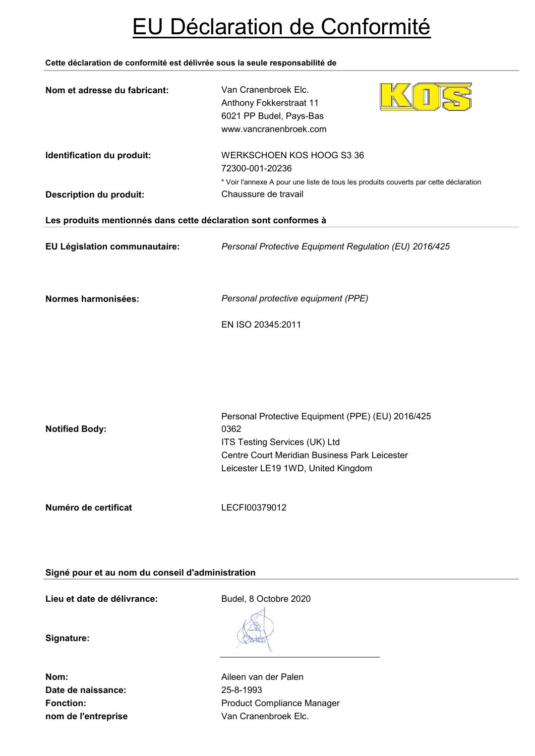# EU Déclaration de Conformité

**Cette déclaration de conformité est délivrée sous la seule responsabilité de**

**Nom et adresse du fabricant:** Van Cranenbroek Elc.
Anthony Fokkerstraat 11
6021 PP Budel, Pays-Bas
www.vancranenbroek.com

**Identification du produit:** WERKSCHOEN KOS HOOG S3 36
72300-001-20236
* Voir l'annexe A pour une liste de tous les produits couverts par cette déclaration

**Description du produit:** Chaussure de travail

**Les produits mentionnés dans cette déclaration sont conformes à**

**EU Législation communautaire:** *Personal Protective Equipment Regulation (EU) 2016/425*

**Normes harmonisées:** *Personal protective equipment (PPE)*

EN ISO 20345:2011

**Notified Body:** Personal Protective Equipment (PPE) (EU) 2016/425
0362
ITS Testing Services (UK) Ltd
Centre Court Meridian Business Park Leicester
Leicester LE19 1WD, United Kingdom

**Numéro de certificat** LECFI00379012

**Signé pour et au nom du conseil d'administration**

**Lieu et date de délivrance:** Budel, 8 Octobre 2020

**Signature:**

**Nom:** Aileen van der Palen
**Date de naissance:** 25-8-1993
**Fonction:** Product Compliance Manager
**nom de l'entreprise** Van Cranenbroek Elc.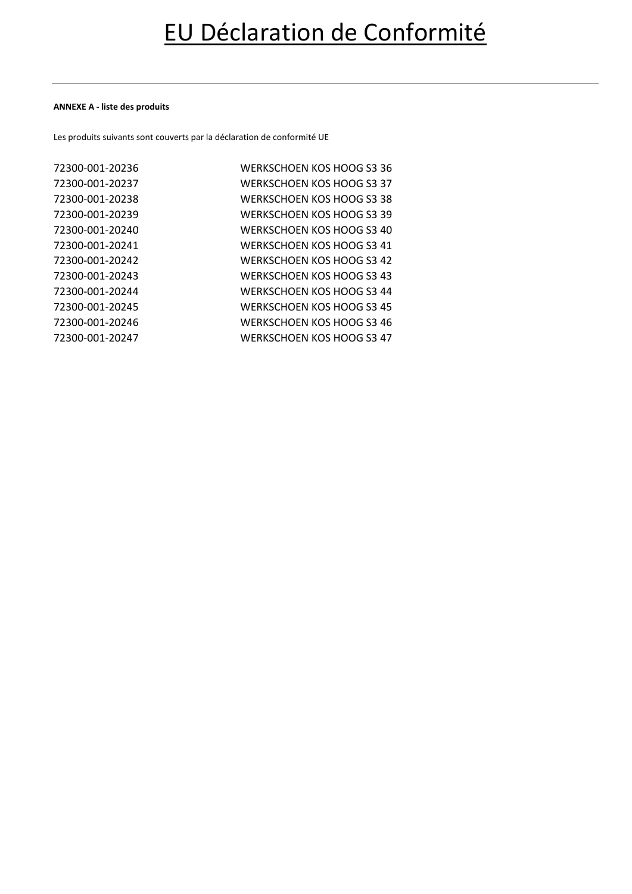# EU Déclaration de Conformité

**ANNEXE A - liste des produits**

Les produits suivants sont couverts par la déclaration de conformité UE

| | |
|---|---|
| 72300-001-20236 | WERKSCHOEN KOS HOOG S3 36 |
| 72300-001-20237 | WERKSCHOEN KOS HOOG S3 37 |
| 72300-001-20238 | WERKSCHOEN KOS HOOG S3 38 |
| 72300-001-20239 | WERKSCHOEN KOS HOOG S3 39 |
| 72300-001-20240 | WERKSCHOEN KOS HOOG S3 40 |
| 72300-001-20241 | WERKSCHOEN KOS HOOG S3 41 |
| 72300-001-20242 | WERKSCHOEN KOS HOOG S3 42 |
| 72300-001-20243 | WERKSCHOEN KOS HOOG S3 43 |
| 72300-001-20244 | WERKSCHOEN KOS HOOG S3 44 |
| 72300-001-20245 | WERKSCHOEN KOS HOOG S3 45 |
| 72300-001-20246 | WERKSCHOEN KOS HOOG S3 46 |
| 72300-001-20247 | WERKSCHOEN KOS HOOG S3 47 |